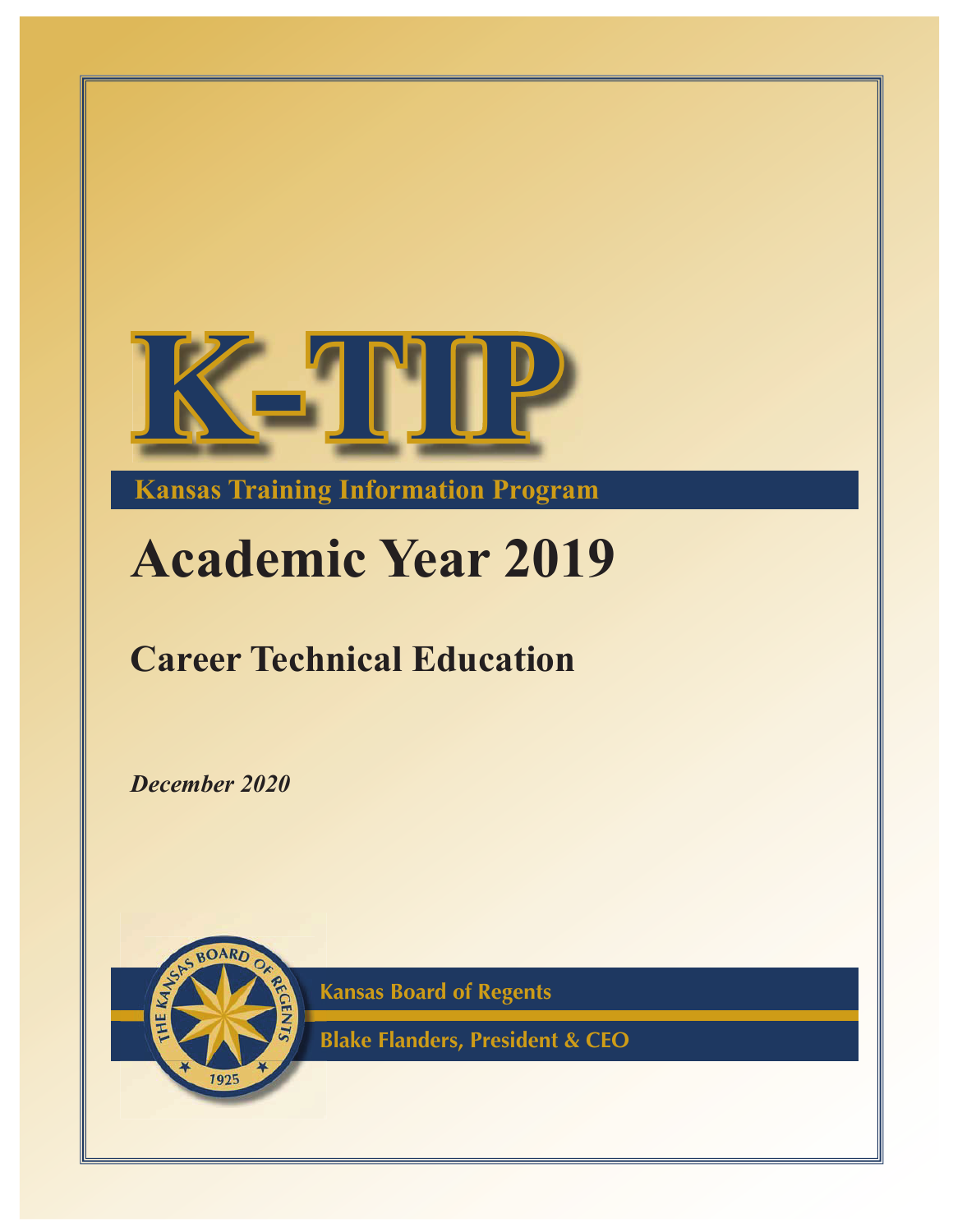# K-TIP

**Kansas Training Information Program**

# Academic Year 2019

## Career Technical Education

***December 2020***

**Kansas Board of Regents**

**Blake Flanders, President & CEO**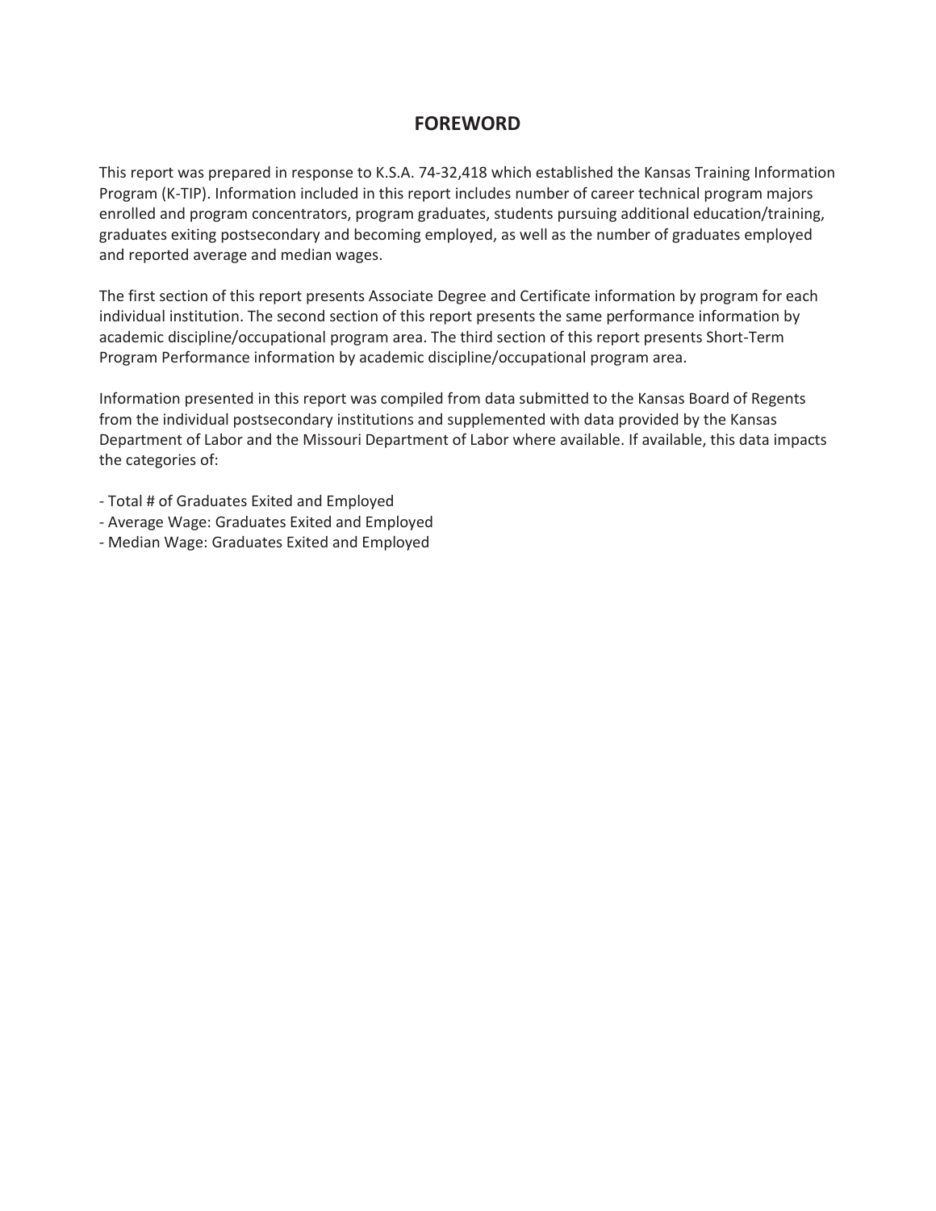# FOREWORD

This report was prepared in response to K.S.A. 74-32,418 which established the Kansas Training Information Program (K-TIP). Information included in this report includes number of career technical program majors enrolled and program concentrators, program graduates, students pursuing additional education/training, graduates exiting postsecondary and becoming employed, as well as the number of graduates employed and reported average and median wages.

The first section of this report presents Associate Degree and Certificate information by program for each individual institution. The second section of this report presents the same performance information by academic discipline/occupational program area. The third section of this report presents Short-Term Program Performance information by academic discipline/occupational program area.

Information presented in this report was compiled from data submitted to the Kansas Board of Regents from the individual postsecondary institutions and supplemented with data provided by the Kansas Department of Labor and the Missouri Department of Labor where available. If available, this data impacts the categories of:

- Total # of Graduates Exited and Employed
- Average Wage: Graduates Exited and Employed
- Median Wage: Graduates Exited and Employed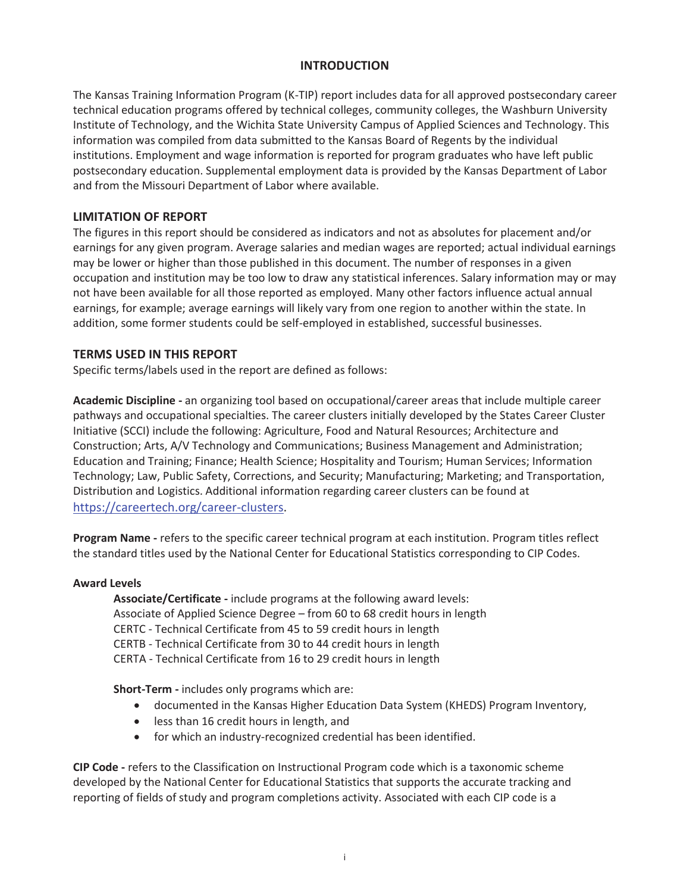# INTRODUCTION

The Kansas Training Information Program (K-TIP) report includes data for all approved postsecondary career technical education programs offered by technical colleges, community colleges, the Washburn University Institute of Technology, and the Wichita State University Campus of Applied Sciences and Technology. This information was compiled from data submitted to the Kansas Board of Regents by the individual institutions. Employment and wage information is reported for program graduates who have left public postsecondary education. Supplemental employment data is provided by the Kansas Department of Labor and from the Missouri Department of Labor where available.

## LIMITATION OF REPORT

The figures in this report should be considered as indicators and not as absolutes for placement and/or earnings for any given program. Average salaries and median wages are reported; actual individual earnings may be lower or higher than those published in this document. The number of responses in a given occupation and institution may be too low to draw any statistical inferences. Salary information may or may not have been available for all those reported as employed. Many other factors influence actual annual earnings, for example; average earnings will likely vary from one region to another within the state. In addition, some former students could be self-employed in established, successful businesses.

## TERMS USED IN THIS REPORT

Specific terms/labels used in the report are defined as follows:

**Academic Discipline -** an organizing tool based on occupational/career areas that include multiple career pathways and occupational specialties. The career clusters initially developed by the States Career Cluster Initiative (SCCI) include the following: Agriculture, Food and Natural Resources; Architecture and Construction; Arts, A/V Technology and Communications; Business Management and Administration; Education and Training; Finance; Health Science; Hospitality and Tourism; Human Services; Information Technology; Law, Public Safety, Corrections, and Security; Manufacturing; Marketing; and Transportation, Distribution and Logistics. Additional information regarding career clusters can be found at https://careertech.org/career-clusters.

**Program Name -** refers to the specific career technical program at each institution. Program titles reflect the standard titles used by the National Center for Educational Statistics corresponding to CIP Codes.

**Award Levels**

**Associate/Certificate -** include programs at the following award levels:
Associate of Applied Science Degree – from 60 to 68 credit hours in length
CERTC - Technical Certificate from 45 to 59 credit hours in length
CERTB - Technical Certificate from 30 to 44 credit hours in length
CERTA - Technical Certificate from 16 to 29 credit hours in length

**Short-Term -** includes only programs which are:

- documented in the Kansas Higher Education Data System (KHEDS) Program Inventory,
- less than 16 credit hours in length, and
- for which an industry-recognized credential has been identified.

**CIP Code -** refers to the Classification on Instructional Program code which is a taxonomic scheme developed by the National Center for Educational Statistics that supports the accurate tracking and reporting of fields of study and program completions activity. Associated with each CIP code is a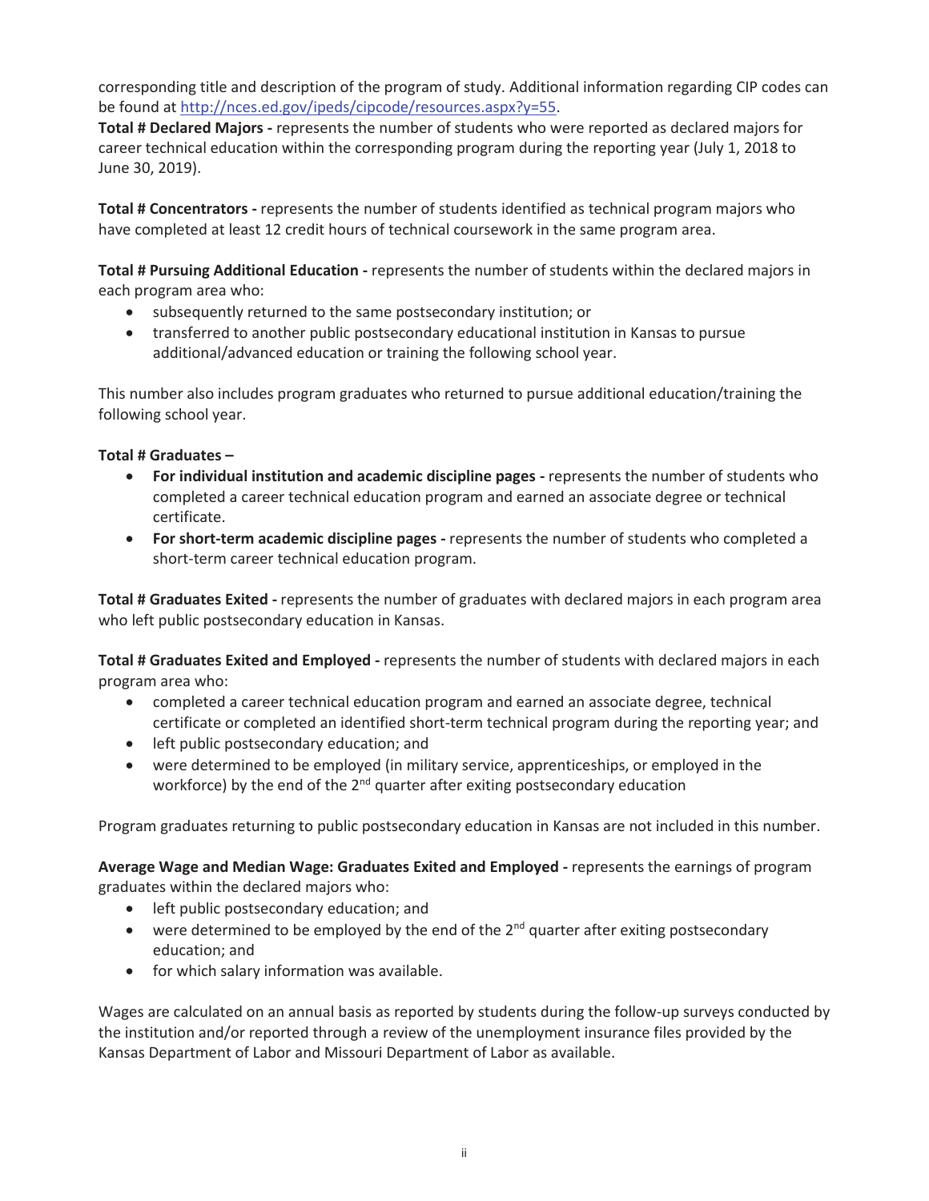corresponding title and description of the program of study. Additional information regarding CIP codes can be found at [http://nces.ed.gov/ipeds/cipcode/resources.aspx?y=55](http://nces.ed.gov/ipeds/cipcode/resources.aspx?y=55).

**Total # Declared Majors -** represents the number of students who were reported as declared majors for career technical education within the corresponding program during the reporting year (July 1, 2018 to June 30, 2019).

**Total # Concentrators -** represents the number of students identified as technical program majors who have completed at least 12 credit hours of technical coursework in the same program area.

**Total # Pursuing Additional Education -** represents the number of students within the declared majors in each program area who:

- subsequently returned to the same postsecondary institution; or
- transferred to another public postsecondary educational institution in Kansas to pursue additional/advanced education or training the following school year.

This number also includes program graduates who returned to pursue additional education/training the following school year.

**Total # Graduates –**

- **For individual institution and academic discipline pages -** represents the number of students who completed a career technical education program and earned an associate degree or technical certificate.
- **For short-term academic discipline pages -** represents the number of students who completed a short-term career technical education program.

**Total # Graduates Exited -** represents the number of graduates with declared majors in each program area who left public postsecondary education in Kansas.

**Total # Graduates Exited and Employed -** represents the number of students with declared majors in each program area who:

- completed a career technical education program and earned an associate degree, technical certificate or completed an identified short-term technical program during the reporting year; and
- left public postsecondary education; and
- were determined to be employed (in military service, apprenticeships, or employed in the workforce) by the end of the 2nd quarter after exiting postsecondary education

Program graduates returning to public postsecondary education in Kansas are not included in this number.

**Average Wage and Median Wage: Graduates Exited and Employed -** represents the earnings of program graduates within the declared majors who:

- left public postsecondary education; and
- were determined to be employed by the end of the 2nd quarter after exiting postsecondary education; and
- for which salary information was available.

Wages are calculated on an annual basis as reported by students during the follow-up surveys conducted by the institution and/or reported through a review of the unemployment insurance files provided by the Kansas Department of Labor and Missouri Department of Labor as available.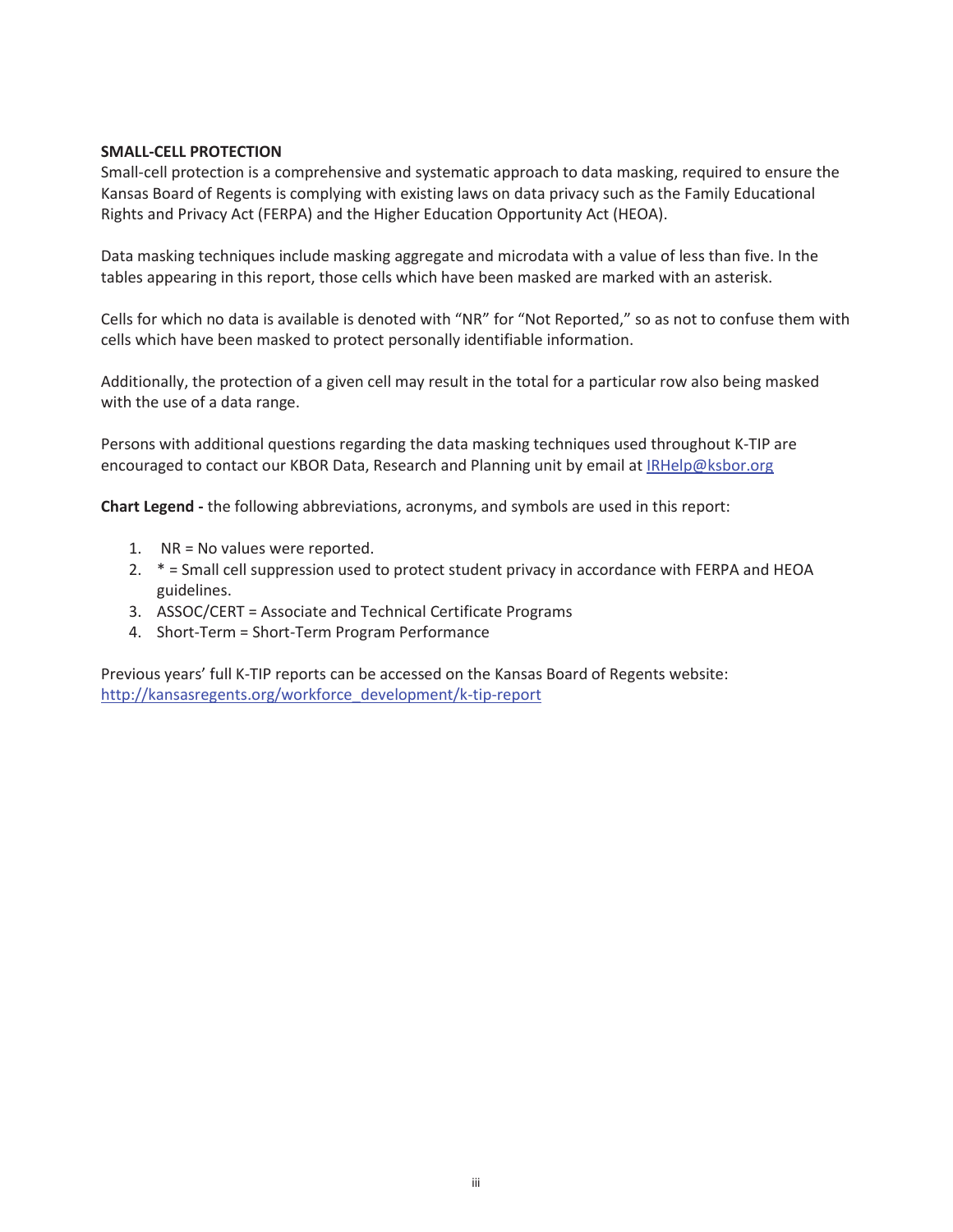**SMALL-CELL PROTECTION**

Small-cell protection is a comprehensive and systematic approach to data masking, required to ensure the Kansas Board of Regents is complying with existing laws on data privacy such as the Family Educational Rights and Privacy Act (FERPA) and the Higher Education Opportunity Act (HEOA).

Data masking techniques include masking aggregate and microdata with a value of less than five. In the tables appearing in this report, those cells which have been masked are marked with an asterisk.

Cells for which no data is available is denoted with "NR" for "Not Reported," so as not to confuse them with cells which have been masked to protect personally identifiable information.

Additionally, the protection of a given cell may result in the total for a particular row also being masked with the use of a data range.

Persons with additional questions regarding the data masking techniques used throughout K-TIP are encouraged to contact our KBOR Data, Research and Planning unit by email at [IRHelp@ksbor.org](mailto:IRHelp@ksbor.org)

**Chart Legend -** the following abbreviations, acronyms, and symbols are used in this report:

1. NR = No values were reported.
2. * = Small cell suppression used to protect student privacy in accordance with FERPA and HEOA guidelines.
3. ASSOC/CERT = Associate and Technical Certificate Programs
4. Short-Term = Short-Term Program Performance

Previous years' full K-TIP reports can be accessed on the Kansas Board of Regents website: [http://kansasregents.org/workforce_development/k-tip-report](http://kansasregents.org/workforce_development/k-tip-report)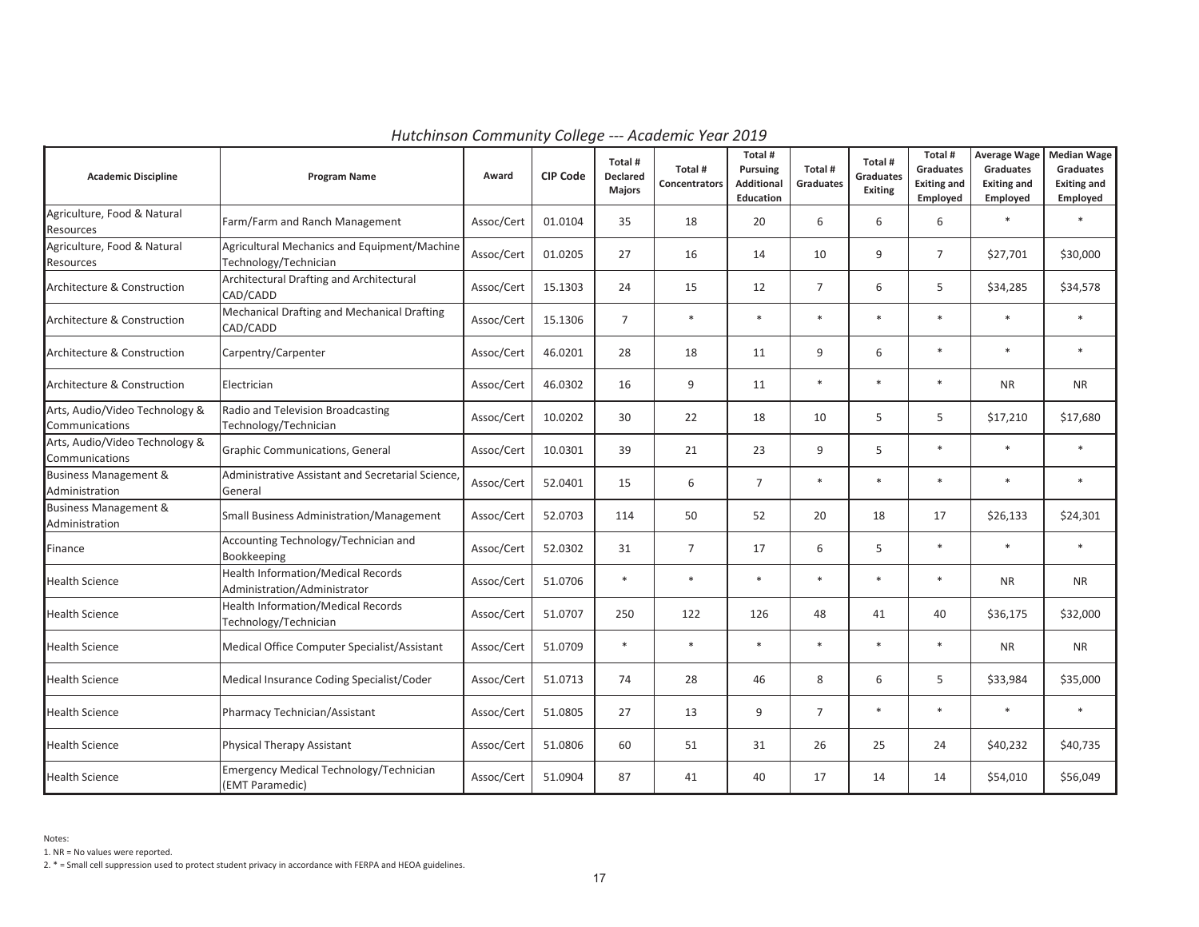*Hutchinson Community College --- Academic Year 2019*

| Academic Discipline | Program Name | Award | CIP Code | Total # Declared Majors | Total # Concentrators | Total # Pursuing Additional Education | Total # Graduates | Total # Graduates Exiting | Total # Graduates Exiting and Employed | Average Wage Graduates Exiting and Employed | Median Wage Graduates Exiting and Employed |
|---|---|---|---|---|---|---|---|---|---|---|---|
| Agriculture, Food & Natural Resources | Farm/Farm and Ranch Management | Assoc/Cert | 01.0104 | 35 | 18 | 20 | 6 | 6 | 6 | * | * |
| Agriculture, Food & Natural Resources | Agricultural Mechanics and Equipment/Machine Technology/Technician | Assoc/Cert | 01.0205 | 27 | 16 | 14 | 10 | 9 | 7 | $27,701 | $30,000 |
| Architecture & Construction | Architectural Drafting and Architectural CAD/CADD | Assoc/Cert | 15.1303 | 24 | 15 | 12 | 7 | 6 | 5 | $34,285 | $34,578 |
| Architecture & Construction | Mechanical Drafting and Mechanical Drafting CAD/CADD | Assoc/Cert | 15.1306 | 7 | * | * | * | * | * | * | * |
| Architecture & Construction | Carpentry/Carpenter | Assoc/Cert | 46.0201 | 28 | 18 | 11 | 9 | 6 | * | * | * |
| Architecture & Construction | Electrician | Assoc/Cert | 46.0302 | 16 | 9 | 11 | * | * | * | NR | NR |
| Arts, Audio/Video Technology & Communications | Radio and Television Broadcasting Technology/Technician | Assoc/Cert | 10.0202 | 30 | 22 | 18 | 10 | 5 | 5 | $17,210 | $17,680 |
| Arts, Audio/Video Technology & Communications | Graphic Communications, General | Assoc/Cert | 10.0301 | 39 | 21 | 23 | 9 | 5 | * | * | * |
| Business Management & Administration | Administrative Assistant and Secretarial Science, General | Assoc/Cert | 52.0401 | 15 | 6 | 7 | * | * | * | * | * |
| Business Management & Administration | Small Business Administration/Management | Assoc/Cert | 52.0703 | 114 | 50 | 52 | 20 | 18 | 17 | $26,133 | $24,301 |
| Finance | Accounting Technology/Technician and Bookkeeping | Assoc/Cert | 52.0302 | 31 | 7 | 17 | 6 | 5 | * | * | * |
| Health Science | Health Information/Medical Records Administration/Administrator | Assoc/Cert | 51.0706 | * | * | * | * | * | * | NR | NR |
| Health Science | Health Information/Medical Records Technology/Technician | Assoc/Cert | 51.0707 | 250 | 122 | 126 | 48 | 41 | 40 | $36,175 | $32,000 |
| Health Science | Medical Office Computer Specialist/Assistant | Assoc/Cert | 51.0709 | * | * | * | * | * | * | NR | NR |
| Health Science | Medical Insurance Coding Specialist/Coder | Assoc/Cert | 51.0713 | 74 | 28 | 46 | 8 | 6 | 5 | $33,984 | $35,000 |
| Health Science | Pharmacy Technician/Assistant | Assoc/Cert | 51.0805 | 27 | 13 | 9 | 7 | * | * | * | * |
| Health Science | Physical Therapy Assistant | Assoc/Cert | 51.0806 | 60 | 51 | 31 | 26 | 25 | 24 | $40,232 | $40,735 |
| Health Science | Emergency Medical Technology/Technician (EMT Paramedic) | Assoc/Cert | 51.0904 | 87 | 41 | 40 | 17 | 14 | 14 | $54,010 | $56,049 |

Notes:

1. NR = No values were reported.
2. * = Small cell suppression used to protect student privacy in accordance with FERPA and HEOA guidelines.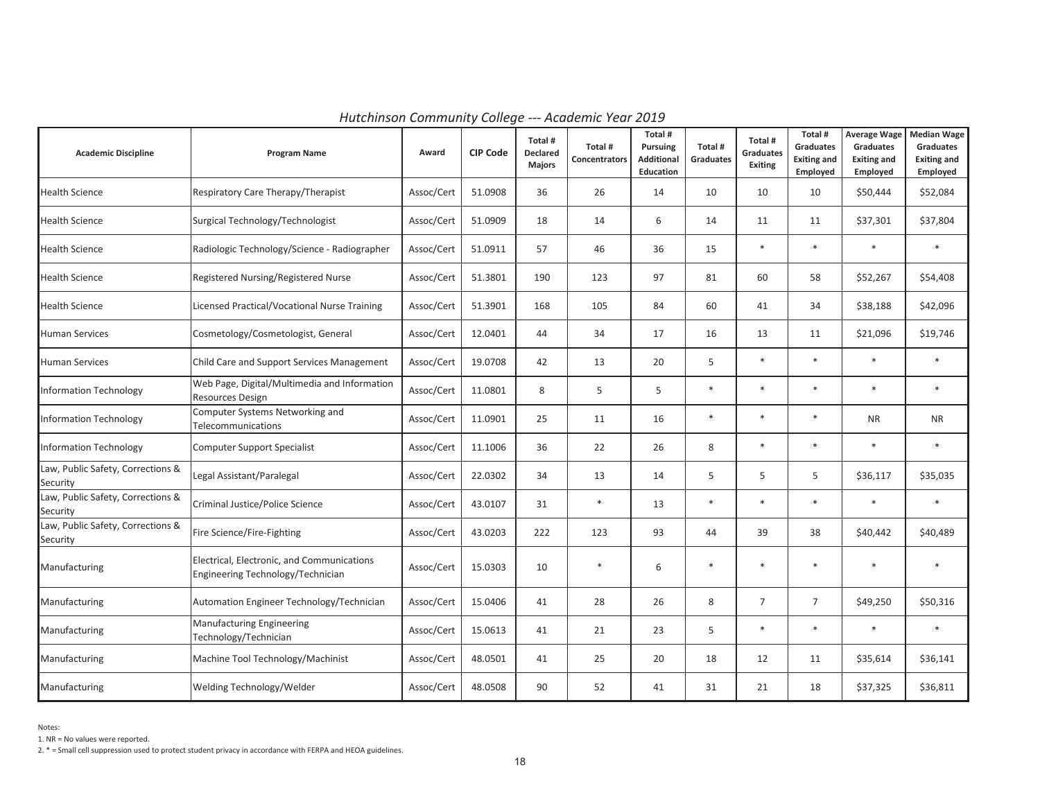*Hutchinson Community College --- Academic Year 2019*

| Academic Discipline | Program Name | Award | CIP Code | Total # Declared Majors | Total # Concentrators | Total # Pursuing Additional Education | Total # Graduates | Total # Graduates Exiting | Total # Graduates Exiting and Employed | Average Wage Graduates Exiting and Employed | Median Wage Graduates Exiting and Employed |
|---|---|---|---|---|---|---|---|---|---|---|---|
| Health Science | Respiratory Care Therapy/Therapist | Assoc/Cert | 51.0908 | 36 | 26 | 14 | 10 | 10 | 10 | $50,444 | $52,084 |
| Health Science | Surgical Technology/Technologist | Assoc/Cert | 51.0909 | 18 | 14 | 6 | 14 | 11 | 11 | $37,301 | $37,804 |
| Health Science | Radiologic Technology/Science - Radiographer | Assoc/Cert | 51.0911 | 57 | 46 | 36 | 15 | * | * | * | * |
| Health Science | Registered Nursing/Registered Nurse | Assoc/Cert | 51.3801 | 190 | 123 | 97 | 81 | 60 | 58 | $52,267 | $54,408 |
| Health Science | Licensed Practical/Vocational Nurse Training | Assoc/Cert | 51.3901 | 168 | 105 | 84 | 60 | 41 | 34 | $38,188 | $42,096 |
| Human Services | Cosmetology/Cosmetologist, General | Assoc/Cert | 12.0401 | 44 | 34 | 17 | 16 | 13 | 11 | $21,096 | $19,746 |
| Human Services | Child Care and Support Services Management | Assoc/Cert | 19.0708 | 42 | 13 | 20 | 5 | * | * | * | * |
| Information Technology | Web Page, Digital/Multimedia and Information Resources Design | Assoc/Cert | 11.0801 | 8 | 5 | 5 | * | * | * | * | * |
| Information Technology | Computer Systems Networking and Telecommunications | Assoc/Cert | 11.0901 | 25 | 11 | 16 | * | * | * | NR | NR |
| Information Technology | Computer Support Specialist | Assoc/Cert | 11.1006 | 36 | 22 | 26 | 8 | * | * | * | * |
| Law, Public Safety, Corrections & Security | Legal Assistant/Paralegal | Assoc/Cert | 22.0302 | 34 | 13 | 14 | 5 | 5 | 5 | $36,117 | $35,035 |
| Law, Public Safety, Corrections & Security | Criminal Justice/Police Science | Assoc/Cert | 43.0107 | 31 | * | 13 | * | * | * | * | * |
| Law, Public Safety, Corrections & Security | Fire Science/Fire-Fighting | Assoc/Cert | 43.0203 | 222 | 123 | 93 | 44 | 39 | 38 | $40,442 | $40,489 |
| Manufacturing | Electrical, Electronic, and Communications Engineering Technology/Technician | Assoc/Cert | 15.0303 | 10 | * | 6 | * | * | * | * | * |
| Manufacturing | Automation Engineer Technology/Technician | Assoc/Cert | 15.0406 | 41 | 28 | 26 | 8 | 7 | 7 | $49,250 | $50,316 |
| Manufacturing | Manufacturing Engineering Technology/Technician | Assoc/Cert | 15.0613 | 41 | 21 | 23 | 5 | * | * | * | * |
| Manufacturing | Machine Tool Technology/Machinist | Assoc/Cert | 48.0501 | 41 | 25 | 20 | 18 | 12 | 11 | $35,614 | $36,141 |
| Manufacturing | Welding Technology/Welder | Assoc/Cert | 48.0508 | 90 | 52 | 41 | 31 | 21 | 18 | $37,325 | $36,811 |

Notes:

1. NR = No values were reported.
2. * = Small cell suppression used to protect student privacy in accordance with FERPA and HEOA guidelines.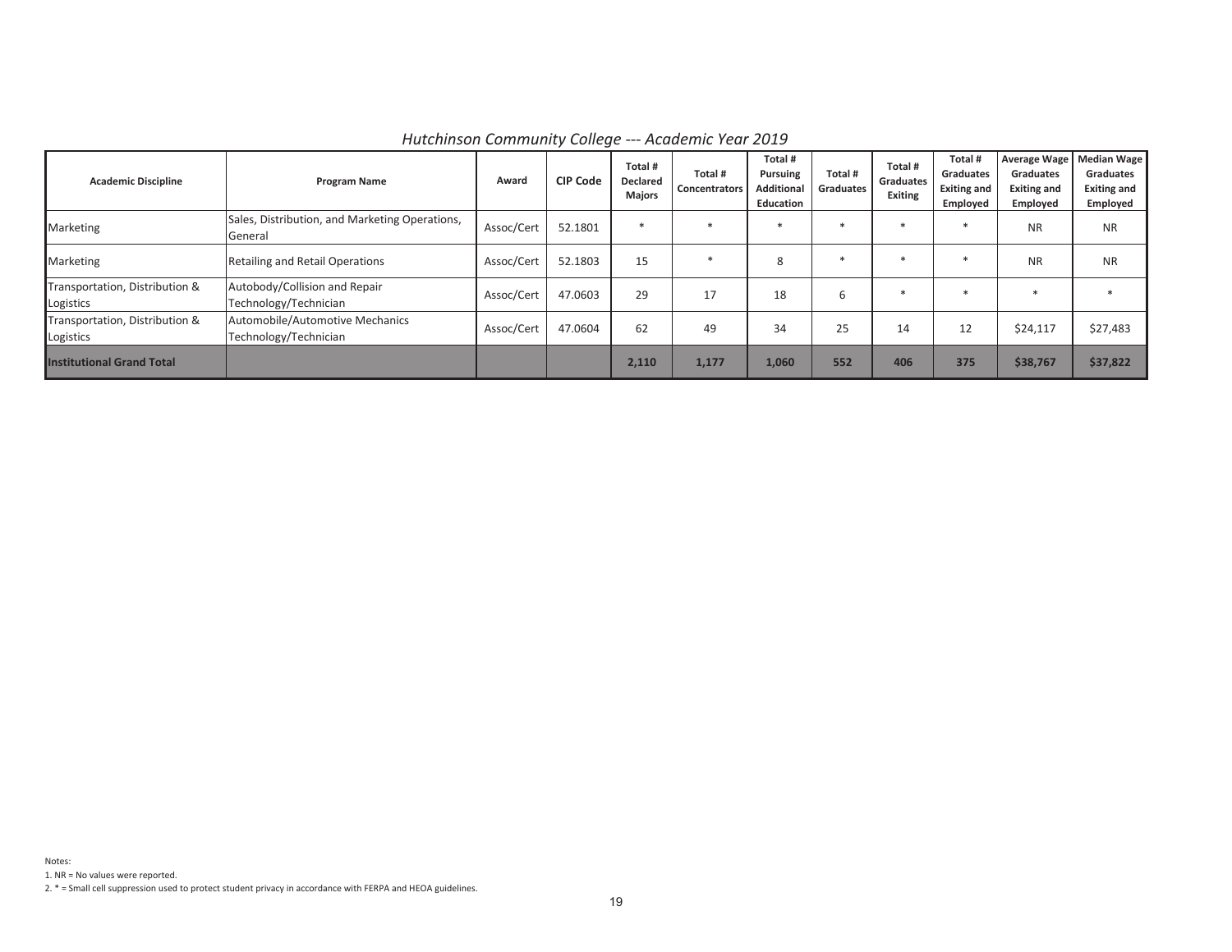*Hutchinson Community College --- Academic Year 2019*

| Academic Discipline | Program Name | Award | CIP Code | Total # Declared Majors | Total # Concentrators | Total # Pursuing Additional Education | Total # Graduates | Total # Graduates Exiting | Total # Graduates Exiting and Employed | Average Wage Graduates Exiting and Employed | Median Wage Graduates Exiting and Employed |
|---|---|---|---|---|---|---|---|---|---|---|---|
| Marketing | Sales, Distribution, and Marketing Operations, General | Assoc/Cert | 52.1801 | * | * | * | * | * | * | NR | NR |
| Marketing | Retailing and Retail Operations | Assoc/Cert | 52.1803 | 15 | * | 8 | * | * | * | NR | NR |
| Transportation, Distribution & Logistics | Autobody/Collision and Repair Technology/Technician | Assoc/Cert | 47.0603 | 29 | 17 | 18 | 6 | * | * | * | * |
| Transportation, Distribution & Logistics | Automobile/Automotive Mechanics Technology/Technician | Assoc/Cert | 47.0604 | 62 | 49 | 34 | 25 | 14 | 12 | $24,117 | $27,483 |
| **Institutional Grand Total** | | | | **2,110** | **1,177** | **1,060** | **552** | **406** | **375** | **$38,767** | **$37,822** |

Notes:

1. NR = No values were reported.
2. * = Small cell suppression used to protect student privacy in accordance with FERPA and HEOA guidelines.